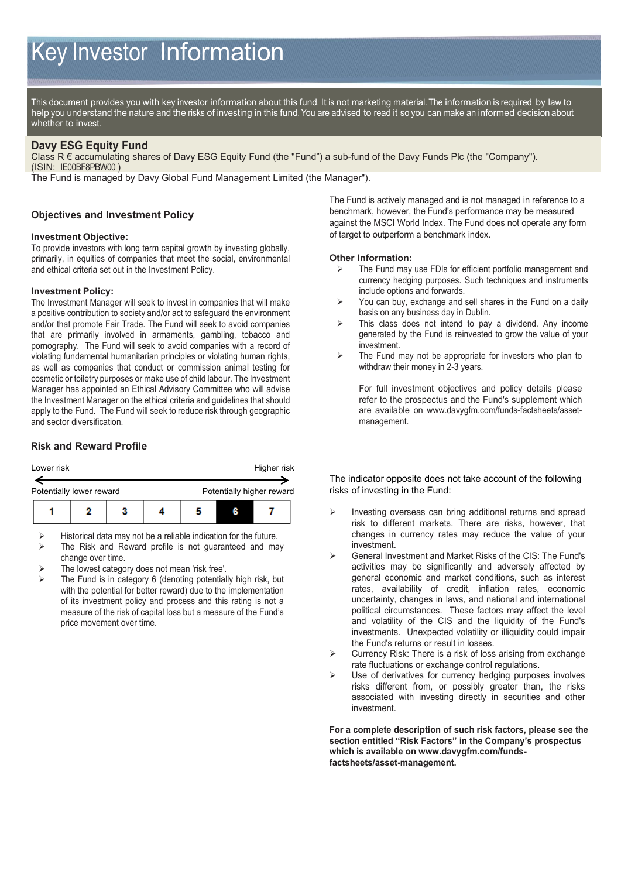# Key Investor Information

This document provides you with key investor information about this fund. It is not marketing material. The information is required by law to help you understand the nature and the risks of investing in this fund. You are advised to read it so you can make an informed decision about whether to invest.

## Davy ESG Equity Fund

Class R € accumulating shares of Davy ESG Equity Fund (the "Fund") a sub-fund of the Davy Funds Plc (the "Company"). (ISIN: IE00BF8PBW00 )

The Fund is managed by Davy Global Fund Management Limited (the Manager").

### Objectives and Investment Policy

**Investment Objective:**

To provide investors with long term capital growth by investing globally, primarily, in equities of companies that meet the social, environmental and ethical criteria set out in the Investment Policy.

**Investment Policy:**

The Investment Manager will seek to invest in companies that will make a positive contribution to society and/or act to safeguard the environment and/or that promote Fair Trade. The Fund will seek to avoid companies that are primarily involved in armaments, gambling, tobacco and pornography. The Fund will seek to avoid companies with a record of violating fundamental humanitarian principles or violating human rights, as well as companies that conduct or commission animal testing for cosmetic or toiletry purposes or make use of child labour. The Investment Manager has appointed an Ethical Advisory Committee who will advise the Investment Manager on the ethical criteria and guidelines that should apply to the Fund. The Fund will seek to reduce risk through geographic and sector diversification.

The Fund is actively managed and is not managed in reference to a benchmark, however, the Fund's performance may be measured against the MSCI World Index. The Fund does not operate any form of target to outperform a benchmark index.

**Other Information:**

- The Fund may use FDIs for efficient portfolio management and currency hedging purposes. Such techniques and instruments include options and forwards.
- You can buy, exchange and sell shares in the Fund on a daily basis on any business day in Dublin.
- This class does not intend to pay a dividend. Any income generated by the Fund is reinvested to grow the value of your investment.
- The Fund may not be appropriate for investors who plan to withdraw their money in 2-3 years.

  For full investment objectives and policy details please refer to the prospectus and the Fund's supplement which are available on www.davygfm.com/funds-factsheets/asset-management.

### Risk and Reward Profile

| Lower risk | | | | | | Higher risk |
|---|---|---|---|---|---|---|
| Potentially lower reward | | | | | | Potentially higher reward |
| 1 | 2 | 3 | 4 | 5 | **6** | 7 |

- Historical data may not be a reliable indication for the future.
- The Risk and Reward profile is not guaranteed and may change over time.
- The lowest category does not mean 'risk free'.
- The Fund is in category 6 (denoting potentially high risk, but with the potential for better reward) due to the implementation of its investment policy and process and this rating is not a measure of the risk of capital loss but a measure of the Fund's price movement over time.

The indicator opposite does not take account of the following risks of investing in the Fund:

- Investing overseas can bring additional returns and spread risk to different markets. There are risks, however, that changes in currency rates may reduce the value of your investment.
- General Investment and Market Risks of the CIS: The Fund's activities may be significantly and adversely affected by general economic and market conditions, such as interest rates, availability of credit, inflation rates, economic uncertainty, changes in laws, and national and international political circumstances. These factors may affect the level and volatility of the CIS and the liquidity of the Fund's investments. Unexpected volatility or illiquidity could impair the Fund's returns or result in losses.
- Currency Risk: There is a risk of loss arising from exchange rate fluctuations or exchange control regulations.
- Use of derivatives for currency hedging purposes involves risks different from, or possibly greater than, the risks associated with investing directly in securities and other investment.

**For a complete description of such risk factors, please see the section entitled "Risk Factors" in the Company's prospectus which is available on www.davygfm.com/funds-factsheets/asset-management.**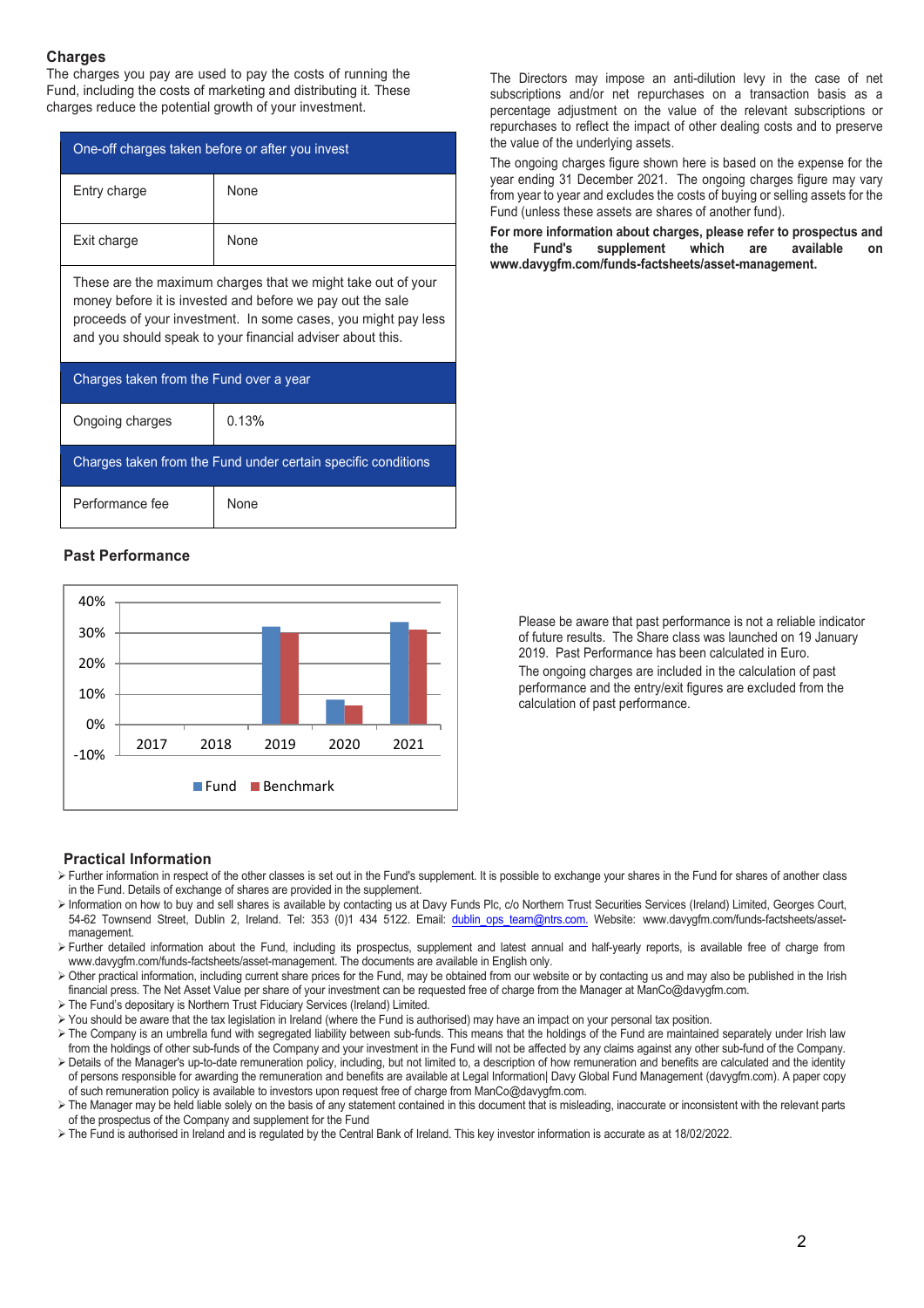## Charges

The charges you pay are used to pay the costs of running the Fund, including the costs of marketing and distributing it. These charges reduce the potential growth of your investment.

| One-off charges taken before or after you invest | |
|---|---|
| Entry charge | None |
| Exit charge | None |
| These are the maximum charges that we might take out of your money before it is invested and before we pay out the sale proceeds of your investment. In some cases, you might pay less and you should speak to your financial adviser about this. | |
| **Charges taken from the Fund over a year** | |
| Ongoing charges | 0.13% |
| **Charges taken from the Fund under certain specific conditions** | |
| Performance fee | None |

The Directors may impose an anti-dilution levy in the case of net subscriptions and/or net repurchases on a transaction basis as a percentage adjustment on the value of the relevant subscriptions or repurchases to reflect the impact of other dealing costs and to preserve the value of the underlying assets.

The ongoing charges figure shown here is based on the expense for the year ending 31 December 2021. The ongoing charges figure may vary from year to year and excludes the costs of buying or selling assets for the Fund (unless these assets are shares of another fund).

**For more information about charges, please refer to prospectus and the Fund's supplement which are available on www.davygfm.com/funds-factsheets/asset-management.**

## Past Performance

40%
30%
20%
10%
0%
-10%
2017 2018 2019 2020 2021
Fund Benchmark

Please be aware that past performance is not a reliable indicator of future results. The Share class was launched on 19 January 2019. Past Performance has been calculated in Euro.

The ongoing charges are included in the calculation of past performance and the entry/exit figures are excluded from the calculation of past performance.

## Practical Information

- Further information in respect of the other classes is set out in the Fund's supplement. It is possible to exchange your shares in the Fund for shares of another class in the Fund. Details of exchange of shares are provided in the supplement.
- Information on how to buy and sell shares is available by contacting us at Davy Funds Plc, c/o Northern Trust Securities Services (Ireland) Limited, Georges Court, 54-62 Townsend Street, Dublin 2, Ireland. Tel: 353 (0)1 434 5122. Email: dublin_ops_team@ntrs.com. Website: www.davygfm.com/funds-factsheets/asset-management.
- Further detailed information about the Fund, including its prospectus, supplement and latest annual and half-yearly reports, is available free of charge from www.davygfm.com/funds-factsheets/asset-management. The documents are available in English only.
- Other practical information, including current share prices for the Fund, may be obtained from our website or by contacting us and may also be published in the Irish financial press. The Net Asset Value per share of your investment can be requested free of charge from the Manager at ManCo@davygfm.com.
- The Fund's depositary is Northern Trust Fiduciary Services (Ireland) Limited.
- You should be aware that the tax legislation in Ireland (where the Fund is authorised) may have an impact on your personal tax position.
- The Company is an umbrella fund with segregated liability between sub-funds. This means that the holdings of the Fund are maintained separately under Irish law from the holdings of other sub-funds of the Company and your investment in the Fund will not be affected by any claims against any other sub-fund of the Company.
- Details of the Manager's up-to-date remuneration policy, including, but not limited to, a description of how remuneration and benefits are calculated and the identity of persons responsible for awarding the remuneration and benefits are available at Legal Information| Davy Global Fund Management (davygfm.com). A paper copy of such remuneration policy is available to investors upon request free of charge from ManCo@davygfm.com.
- The Manager may be held liable solely on the basis of any statement contained in this document that is misleading, inaccurate or inconsistent with the relevant parts of the prospectus of the Company and supplement for the Fund
- The Fund is authorised in Ireland and is regulated by the Central Bank of Ireland. This key investor information is accurate as at 18/02/2022.